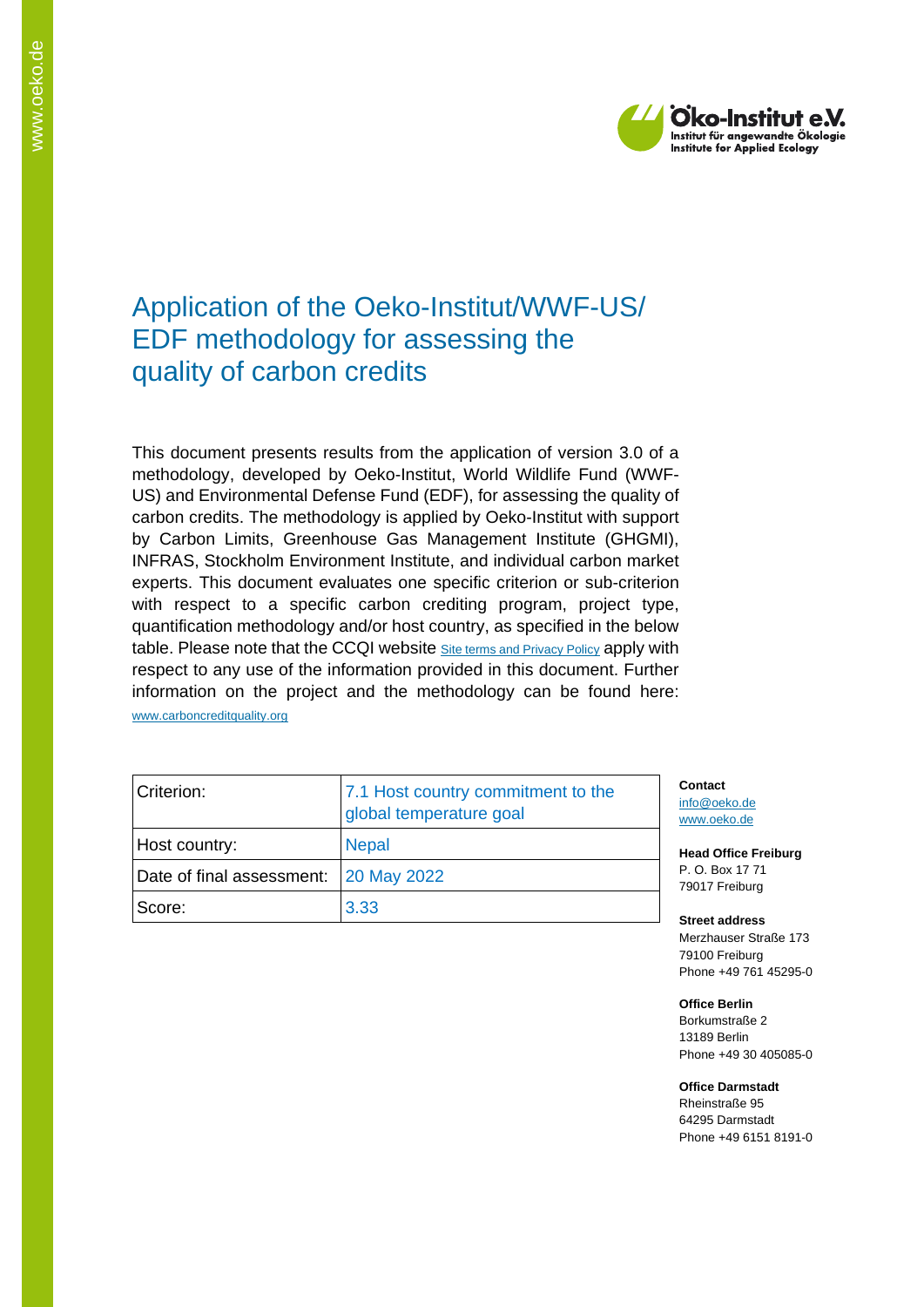# Application of the Oeko-Institut/WWF-US/ EDF methodology for assessing the quality of carbon credits

This document presents results from the application of version 3.0 of a methodology, developed by Oeko-Institut, World Wildlife Fund (WWF-US) and Environmental Defense Fund (EDF), for assessing the quality of carbon credits. The methodology is applied by Oeko-Institut with support by Carbon Limits, Greenhouse Gas Management Institute (GHGMI), INFRAS, Stockholm Environment Institute, and individual carbon market experts. This document evaluates one specific criterion or sub-criterion with respect to a specific carbon crediting program, project type, quantification methodology and/or host country, as specified in the below table. Please note that the CCQI website Site terms and Privacy Policy apply with respect to any use of the information provided in this document. Further information on the project and the methodology can be found here: www.carboncreditquality.org

| Criterion: | 7.1 Host country commitment to the global temperature goal |
|---|---|
| Host country: | Nepal |
| Date of final assessment: | 20 May 2022 |
| Score: | 3.33 |

**Contact**
info@oeko.de
www.oeko.de

**Head Office Freiburg**
P. O. Box 17 71
79017 Freiburg

**Street address**
Merzhauser Straße 173
79100 Freiburg
Phone +49 761 45295-0

**Office Berlin**
Borkumstraße 2
13189 Berlin
Phone +49 30 405085-0

**Office Darmstadt**
Rheinstraße 95
64295 Darmstadt
Phone +49 6151 8191-0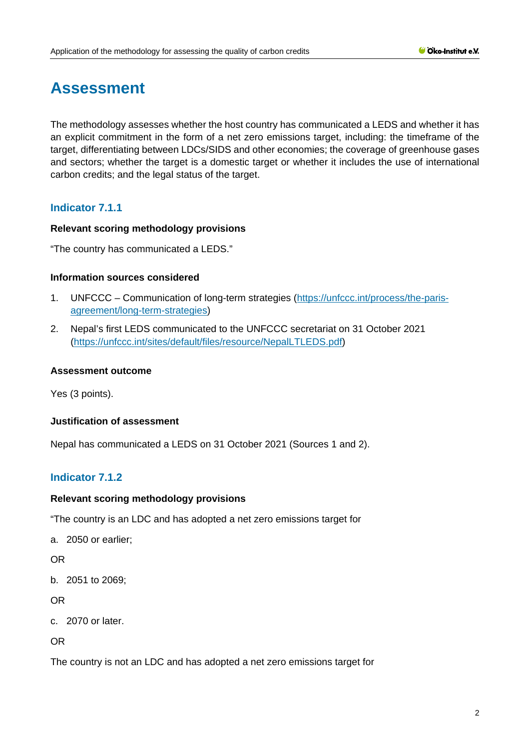# Assessment

The methodology assesses whether the host country has communicated a LEDS and whether it has an explicit commitment in the form of a net zero emissions target, including: the timeframe of the target, differentiating between LDCs/SIDS and other economies; the coverage of greenhouse gases and sectors; whether the target is a domestic target or whether it includes the use of international carbon credits; and the legal status of the target.

## Indicator 7.1.1

**Relevant scoring methodology provisions**

"The country has communicated a LEDS."

**Information sources considered**

1. UNFCCC – Communication of long-term strategies (https://unfccc.int/process/the-paris-agreement/long-term-strategies)
2. Nepal's first LEDS communicated to the UNFCCC secretariat on 31 October 2021 (https://unfccc.int/sites/default/files/resource/NepalLTLEDS.pdf)

**Assessment outcome**

Yes (3 points).

**Justification of assessment**

Nepal has communicated a LEDS on 31 October 2021 (Sources 1 and 2).

## Indicator 7.1.2

**Relevant scoring methodology provisions**

"The country is an LDC and has adopted a net zero emissions target for

a. 2050 or earlier;

OR

b. 2051 to 2069;

OR

c. 2070 or later.

OR

The country is not an LDC and has adopted a net zero emissions target for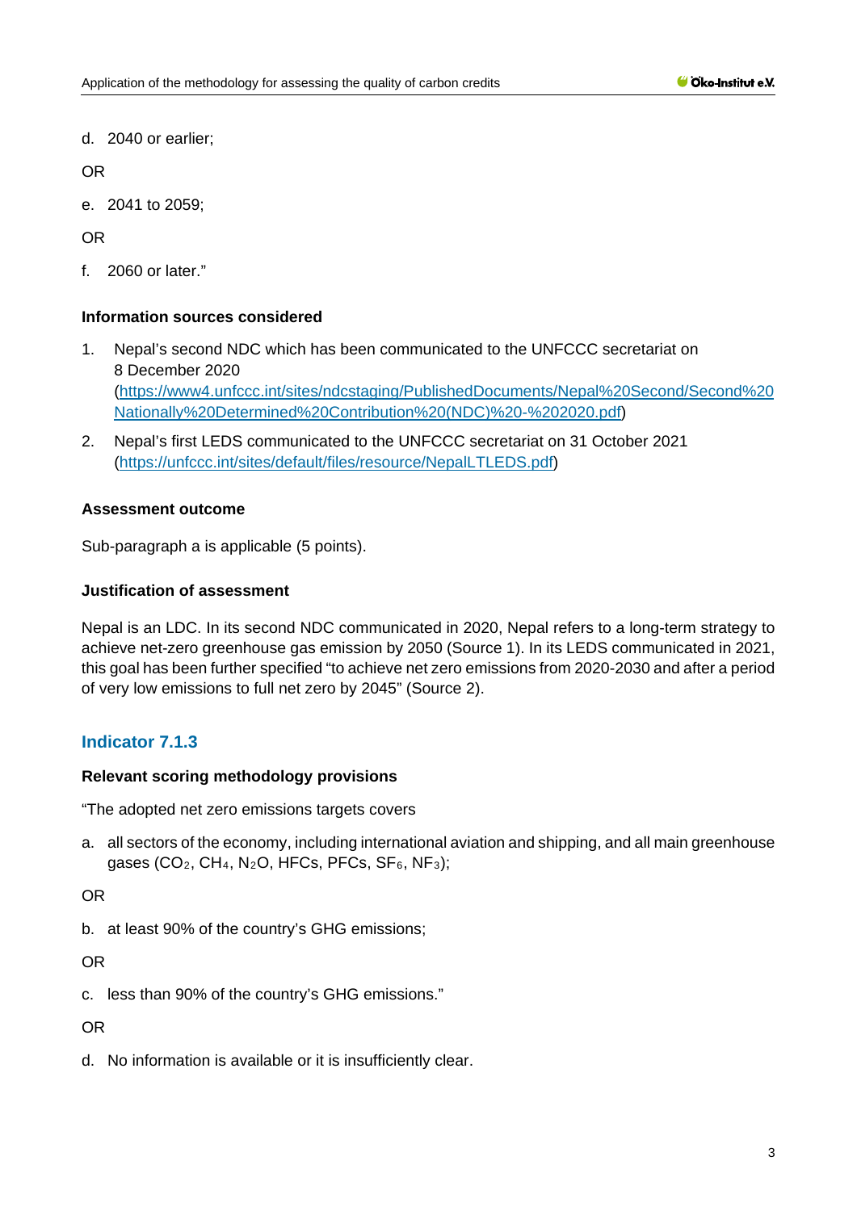d. 2040 or earlier;

OR

e. 2041 to 2059;

OR

f. 2060 or later."

**Information sources considered**

1. Nepal's second NDC which has been communicated to the UNFCCC secretariat on 8 December 2020 (https://www4.unfccc.int/sites/ndcstaging/PublishedDocuments/Nepal%20Second/Second%20Nationally%20Determined%20Contribution%20(NDC)%20-%202020.pdf)
2. Nepal's first LEDS communicated to the UNFCCC secretariat on 31 October 2021 (https://unfccc.int/sites/default/files/resource/NepalLTLEDS.pdf)

**Assessment outcome**

Sub-paragraph a is applicable (5 points).

**Justification of assessment**

Nepal is an LDC. In its second NDC communicated in 2020, Nepal refers to a long-term strategy to achieve net-zero greenhouse gas emission by 2050 (Source 1). In its LEDS communicated in 2021, this goal has been further specified "to achieve net zero emissions from 2020-2030 and after a period of very low emissions to full net zero by 2045" (Source 2).

## Indicator 7.1.3

**Relevant scoring methodology provisions**

"The adopted net zero emissions targets covers

a. all sectors of the economy, including international aviation and shipping, and all main greenhouse gases ($CO_2$, $CH_4$, $N_2O$, HFCs, PFCs, $SF_6$, $NF_3$);

OR

b. at least 90% of the country's GHG emissions;

OR

c. less than 90% of the country's GHG emissions."

OR

d. No information is available or it is insufficiently clear.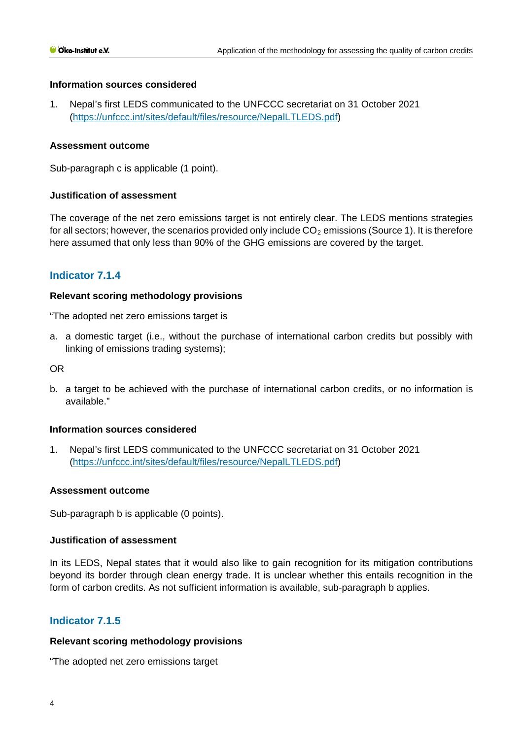#### Information sources considered

1. Nepal's first LEDS communicated to the UNFCCC secretariat on 31 October 2021 (https://unfccc.int/sites/default/files/resource/NepalLTLEDS.pdf)

#### Assessment outcome

Sub-paragraph c is applicable (1 point).

#### Justification of assessment

The coverage of the net zero emissions target is not entirely clear. The LEDS mentions strategies for all sectors; however, the scenarios provided only include $CO_2$ emissions (Source 1). It is therefore here assumed that only less than 90% of the GHG emissions are covered by the target.

### Indicator 7.1.4

#### Relevant scoring methodology provisions

"The adopted net zero emissions target is

a. a domestic target (i.e., without the purchase of international carbon credits but possibly with linking of emissions trading systems);

OR

b. a target to be achieved with the purchase of international carbon credits, or no information is available."

#### Information sources considered

1. Nepal's first LEDS communicated to the UNFCCC secretariat on 31 October 2021 (https://unfccc.int/sites/default/files/resource/NepalLTLEDS.pdf)

#### Assessment outcome

Sub-paragraph b is applicable (0 points).

#### Justification of assessment

In its LEDS, Nepal states that it would also like to gain recognition for its mitigation contributions beyond its border through clean energy trade. It is unclear whether this entails recognition in the form of carbon credits. As not sufficient information is available, sub-paragraph b applies.

### Indicator 7.1.5

#### Relevant scoring methodology provisions

"The adopted net zero emissions target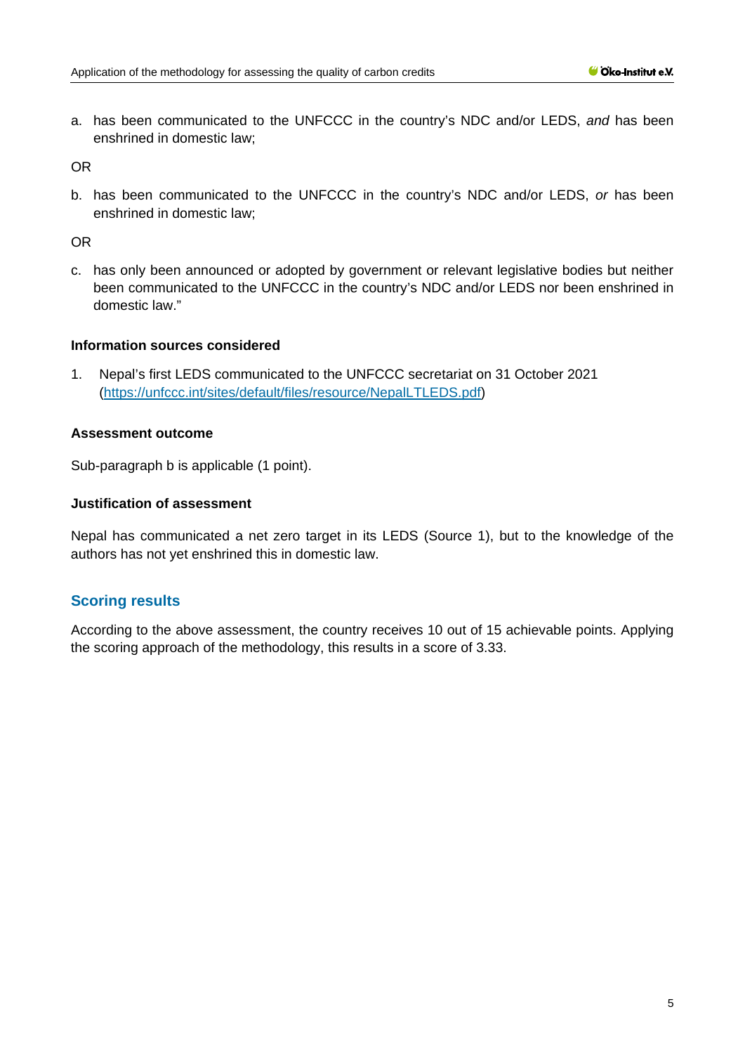a. has been communicated to the UNFCCC in the country's NDC and/or LEDS, *and* has been enshrined in domestic law;

OR

b. has been communicated to the UNFCCC in the country's NDC and/or LEDS, *or* has been enshrined in domestic law;

OR

c. has only been announced or adopted by government or relevant legislative bodies but neither been communicated to the UNFCCC in the country's NDC and/or LEDS nor been enshrined in domestic law."

**Information sources considered**

1. Nepal's first LEDS communicated to the UNFCCC secretariat on 31 October 2021 ([https://unfccc.int/sites/default/files/resource/NepalLTLEDS.pdf](https://unfccc.int/sites/default/files/resource/NepalLTLEDS.pdf))

**Assessment outcome**

Sub-paragraph b is applicable (1 point).

**Justification of assessment**

Nepal has communicated a net zero target in its LEDS (Source 1), but to the knowledge of the authors has not yet enshrined this in domestic law.

## Scoring results

According to the above assessment, the country receives 10 out of 15 achievable points. Applying the scoring approach of the methodology, this results in a score of 3.33.